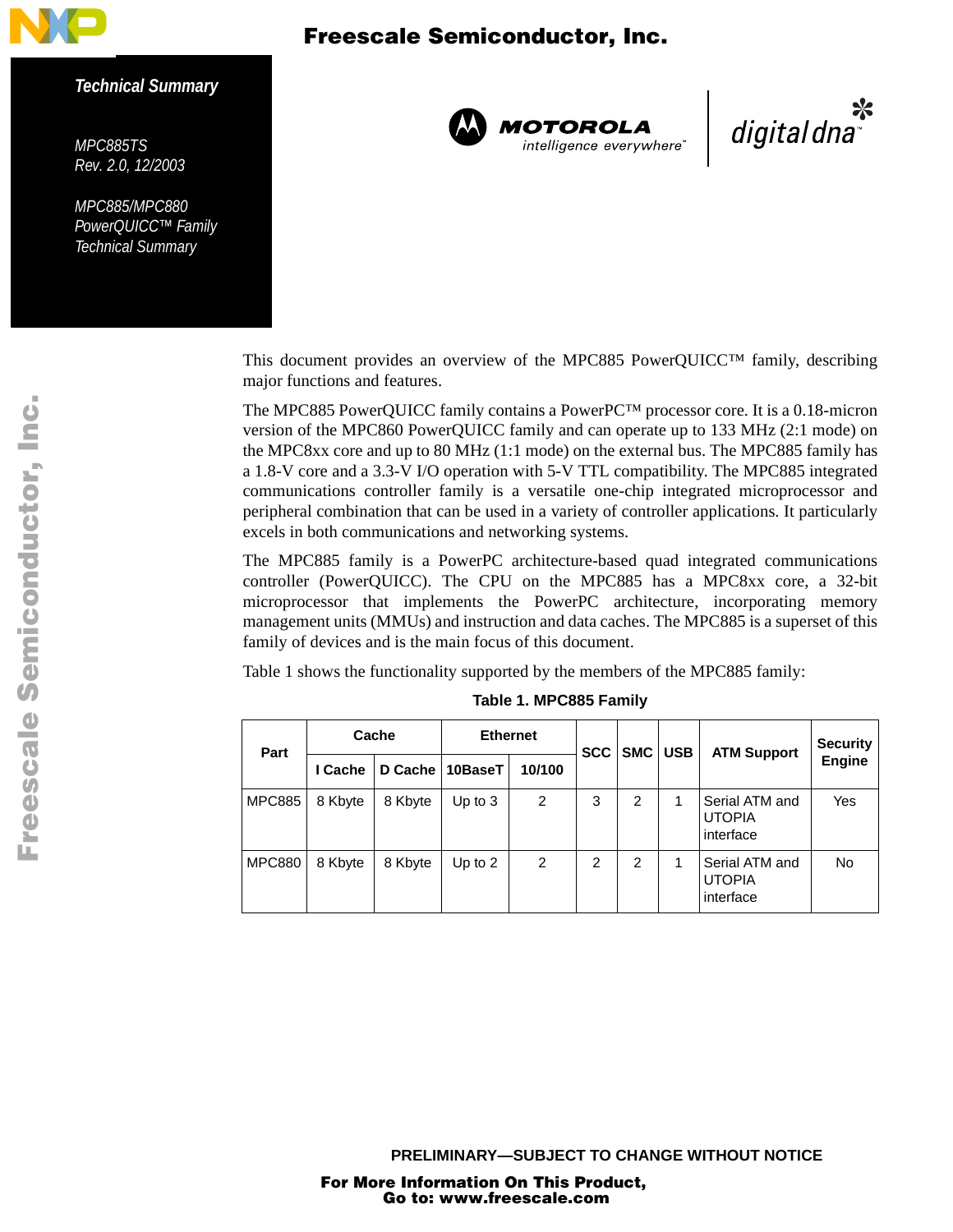**Technical Summary**

*MPC885TS*
*Rev. 2.0, 12/2003*

# MPC885/MPC880 PowerQUICC™ Family Technical Summary

This document provides an overview of the MPC885 PowerQUICC™ family, describing major functions and features.

The MPC885 PowerQUICC family contains a PowerPC™ processor core. It is a 0.18-micron version of the MPC860 PowerQUICC family and can operate up to 133 MHz (2:1 mode) on the MPC8xx core and up to 80 MHz (1:1 mode) on the external bus. The MPC885 family has a 1.8-V core and a 3.3-V I/O operation with 5-V TTL compatibility. The MPC885 integrated communications controller family is a versatile one-chip integrated microprocessor and peripheral combination that can be used in a variety of controller applications. It particularly excels in both communications and networking systems.

The MPC885 family is a PowerPC architecture-based quad integrated communications controller (PowerQUICC). The CPU on the MPC885 has a MPC8xx core, a 32-bit microprocessor that implements the PowerPC architecture, incorporating memory management units (MMUs) and instruction and data caches. The MPC885 is a superset of this family of devices and is the main focus of this document.

Table 1 shows the functionality supported by the members of the MPC885 family:

**Table 1. MPC885 Family**

| Part | Cache | | Ethernet | | SCC | SMC | USB | ATM Support | Security Engine |
|---|---|---|---|---|---|---|---|---|---|
| | I Cache | D Cache | 10BaseT | 10/100 | | | | | |
| MPC885 | 8 Kbyte | 8 Kbyte | Up to 3 | 2 | 3 | 2 | 1 | Serial ATM and UTOPIA interface | Yes |
| MPC880 | 8 Kbyte | 8 Kbyte | Up to 2 | 2 | 2 | 2 | 1 | Serial ATM and UTOPIA interface | No |

PRELIMINARY—SUBJECT TO CHANGE WITHOUT NOTICE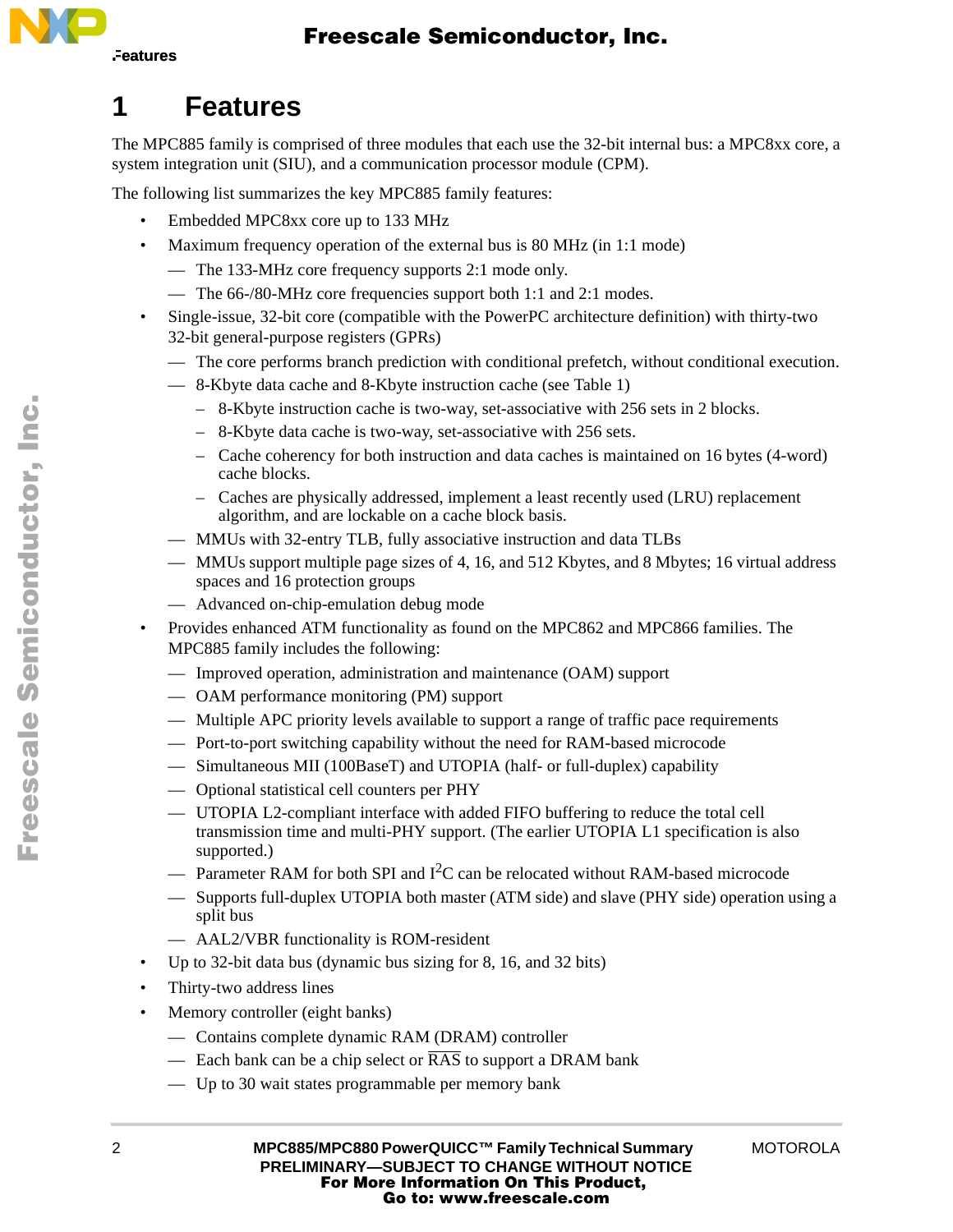# 1 Features

The MPC885 family is comprised of three modules that each use the 32-bit internal bus: a MPC8xx core, a system integration unit (SIU), and a communication processor module (CPM).

The following list summarizes the key MPC885 family features:

- Embedded MPC8xx core up to 133 MHz
- Maximum frequency operation of the external bus is 80 MHz (in 1:1 mode)
  - The 133-MHz core frequency supports 2:1 mode only.
  - The 66-/80-MHz core frequencies support both 1:1 and 2:1 modes.
- Single-issue, 32-bit core (compatible with the PowerPC architecture definition) with thirty-two 32-bit general-purpose registers (GPRs)
  - The core performs branch prediction with conditional prefetch, without conditional execution.
  - 8-Kbyte data cache and 8-Kbyte instruction cache (see Table 1)
    - 8-Kbyte instruction cache is two-way, set-associative with 256 sets in 2 blocks.
    - 8-Kbyte data cache is two-way, set-associative with 256 sets.
    - Cache coherency for both instruction and data caches is maintained on 16 bytes (4-word) cache blocks.
    - Caches are physically addressed, implement a least recently used (LRU) replacement algorithm, and are lockable on a cache block basis.
  - MMUs with 32-entry TLB, fully associative instruction and data TLBs
  - MMUs support multiple page sizes of 4, 16, and 512 Kbytes, and 8 Mbytes; 16 virtual address spaces and 16 protection groups
  - Advanced on-chip-emulation debug mode
- Provides enhanced ATM functionality as found on the MPC862 and MPC866 families. The MPC885 family includes the following:
  - Improved operation, administration and maintenance (OAM) support
  - OAM performance monitoring (PM) support
  - Multiple APC priority levels available to support a range of traffic pace requirements
  - Port-to-port switching capability without the need for RAM-based microcode
  - Simultaneous MII (100BaseT) and UTOPIA (half- or full-duplex) capability
  - Optional statistical cell counters per PHY
  - UTOPIA L2-compliant interface with added FIFO buffering to reduce the total cell transmission time and multi-PHY support. (The earlier UTOPIA L1 specification is also supported.)
  - Parameter RAM for both SPI and $I^2C$ can be relocated without RAM-based microcode
  - Supports full-duplex UTOPIA both master (ATM side) and slave (PHY side) operation using a split bus
  - AAL2/VBR functionality is ROM-resident
- Up to 32-bit data bus (dynamic bus sizing for 8, 16, and 32 bits)
- Thirty-two address lines
- Memory controller (eight banks)
  - Contains complete dynamic RAM (DRAM) controller
  - Each bank can be a chip select or $\overline{\text{RAS}}$ to support a DRAM bank
  - Up to 30 wait states programmable per memory bank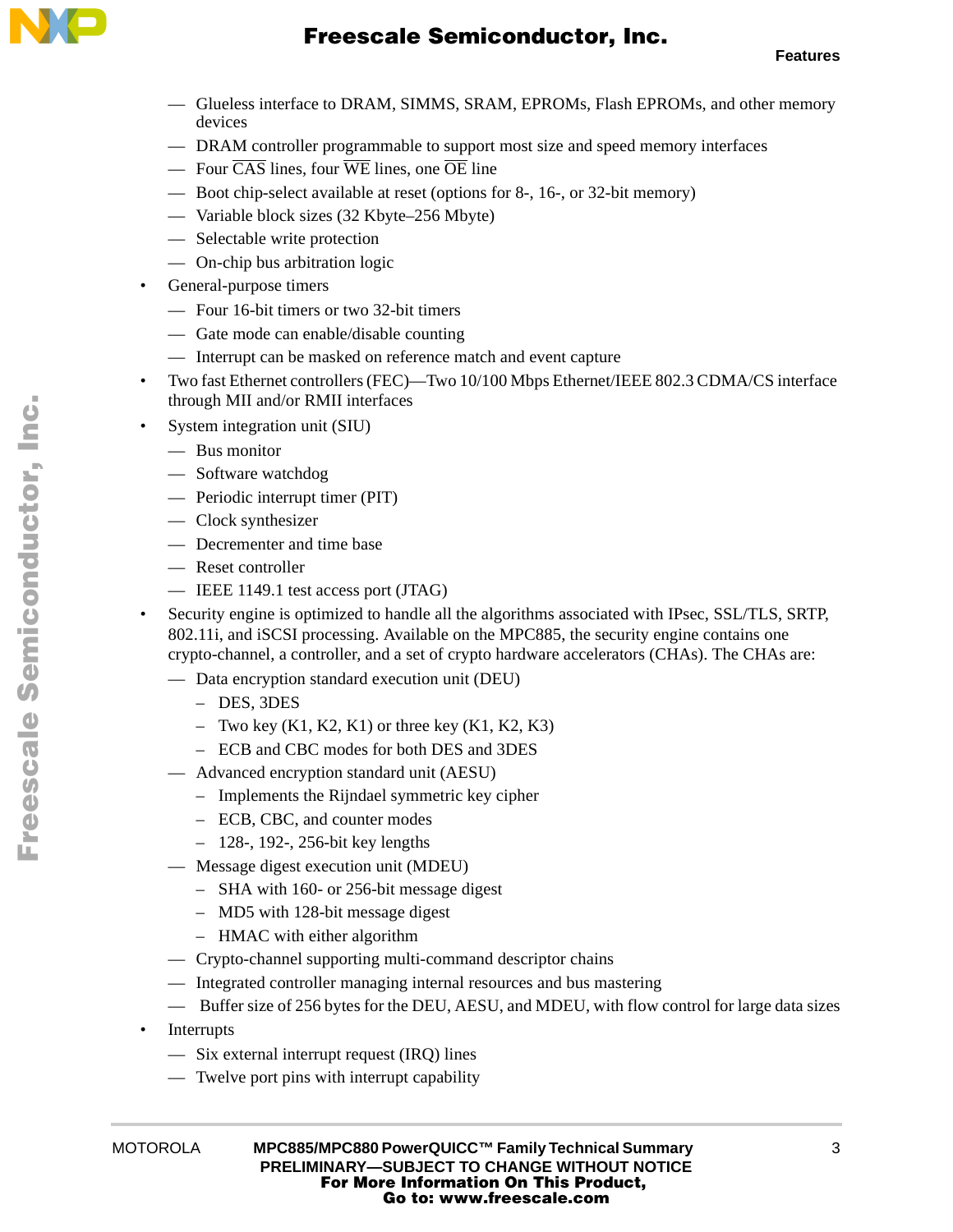- Glueless interface to DRAM, SIMMS, SRAM, EPROMs, Flash EPROMs, and other memory devices
  - DRAM controller programmable to support most size and speed memory interfaces
  - Four $\overline{\text{CAS}}$ lines, four $\overline{\text{WE}}$ lines, one $\overline{\text{OE}}$ line
  - Boot chip-select available at reset (options for 8-, 16-, or 32-bit memory)
  - Variable block sizes (32 Kbyte–256 Mbyte)
  - Selectable write protection
  - On-chip bus arbitration logic
- General-purpose timers
  - Four 16-bit timers or two 32-bit timers
  - Gate mode can enable/disable counting
  - Interrupt can be masked on reference match and event capture
- Two fast Ethernet controllers (FEC)—Two 10/100 Mbps Ethernet/IEEE 802.3 CDMA/CS interface through MII and/or RMII interfaces
- System integration unit (SIU)
  - Bus monitor
  - Software watchdog
  - Periodic interrupt timer (PIT)
  - Clock synthesizer
  - Decrementer and time base
  - Reset controller
  - IEEE 1149.1 test access port (JTAG)
- Security engine is optimized to handle all the algorithms associated with IPsec, SSL/TLS, SRTP, 802.11i, and iSCSI processing. Available on the MPC885, the security engine contains one crypto-channel, a controller, and a set of crypto hardware accelerators (CHAs). The CHAs are:
  - Data encryption standard execution unit (DEU)
    - DES, 3DES
    - Two key (K1, K2, K1) or three key (K1, K2, K3)
    - ECB and CBC modes for both DES and 3DES
  - Advanced encryption standard unit (AESU)
    - Implements the Rijndael symmetric key cipher
    - ECB, CBC, and counter modes
    - 128-, 192-, 256-bit key lengths
  - Message digest execution unit (MDEU)
    - SHA with 160- or 256-bit message digest
    - MD5 with 128-bit message digest
    - HMAC with either algorithm
  - Crypto-channel supporting multi-command descriptor chains
  - Integrated controller managing internal resources and bus mastering
  - Buffer size of 256 bytes for the DEU, AESU, and MDEU, with flow control for large data sizes
- Interrupts
  - Six external interrupt request (IRQ) lines
  - Twelve port pins with interrupt capability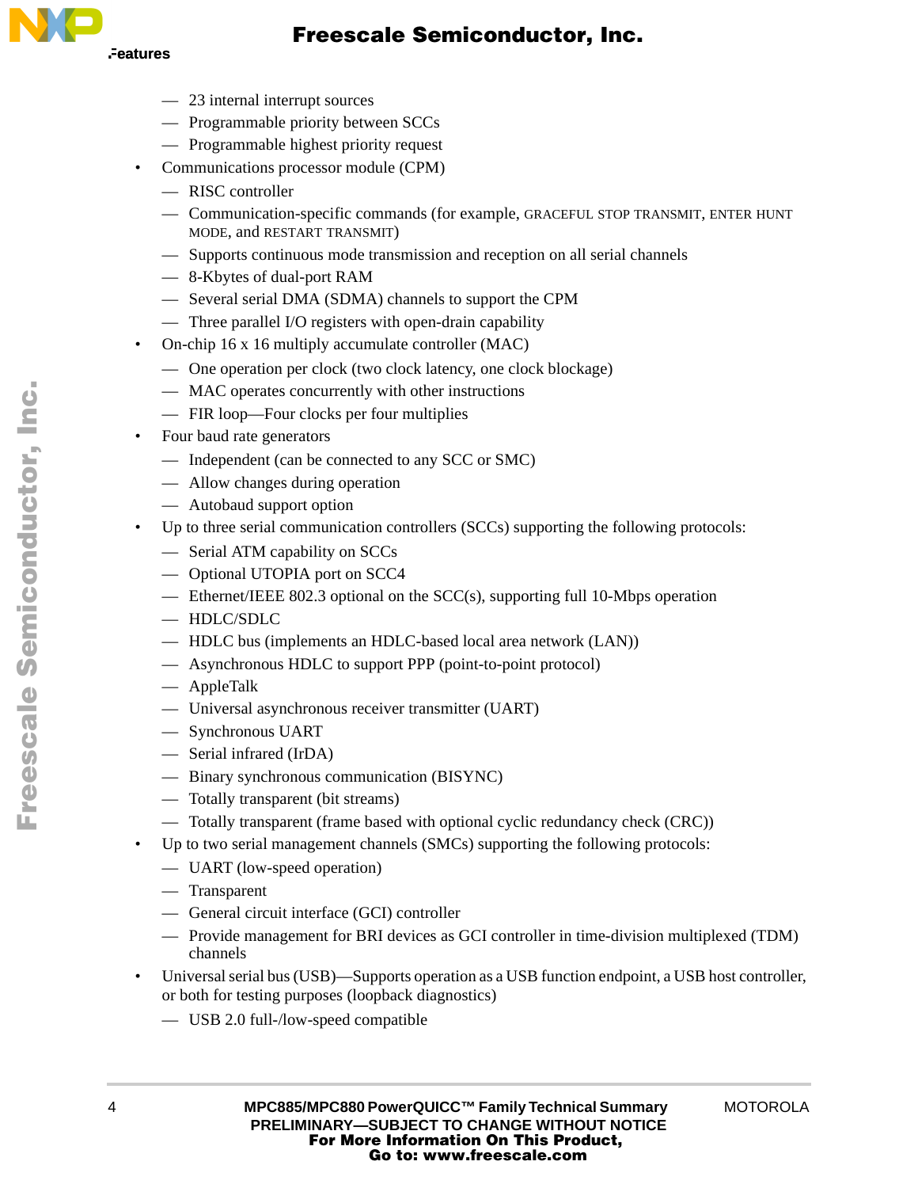- 23 internal interrupt sources
  - Programmable priority between SCCs
  - Programmable highest priority request
- Communications processor module (CPM)
  - RISC controller
  - Communication-specific commands (for example, GRACEFUL STOP TRANSMIT, ENTER HUNT MODE, and RESTART TRANSMIT)
  - Supports continuous mode transmission and reception on all serial channels
  - 8-Kbytes of dual-port RAM
  - Several serial DMA (SDMA) channels to support the CPM
  - Three parallel I/O registers with open-drain capability
- On-chip 16 x 16 multiply accumulate controller (MAC)
  - One operation per clock (two clock latency, one clock blockage)
  - MAC operates concurrently with other instructions
  - FIR loop—Four clocks per four multiplies
- Four baud rate generators
  - Independent (can be connected to any SCC or SMC)
  - Allow changes during operation
  - Autobaud support option
- Up to three serial communication controllers (SCCs) supporting the following protocols:
  - Serial ATM capability on SCCs
  - Optional UTOPIA port on SCC4
  - Ethernet/IEEE 802.3 optional on the SCC(s), supporting full 10-Mbps operation
  - HDLC/SDLC
  - HDLC bus (implements an HDLC-based local area network (LAN))
  - Asynchronous HDLC to support PPP (point-to-point protocol)
  - AppleTalk
  - Universal asynchronous receiver transmitter (UART)
  - Synchronous UART
  - Serial infrared (IrDA)
  - Binary synchronous communication (BISYNC)
  - Totally transparent (bit streams)
  - Totally transparent (frame based with optional cyclic redundancy check (CRC))
- Up to two serial management channels (SMCs) supporting the following protocols:
  - UART (low-speed operation)
  - Transparent
  - General circuit interface (GCI) controller
  - Provide management for BRI devices as GCI controller in time-division multiplexed (TDM) channels
- Universal serial bus (USB)—Supports operation as a USB function endpoint, a USB host controller, or both for testing purposes (loopback diagnostics)
  - USB 2.0 full-/low-speed compatible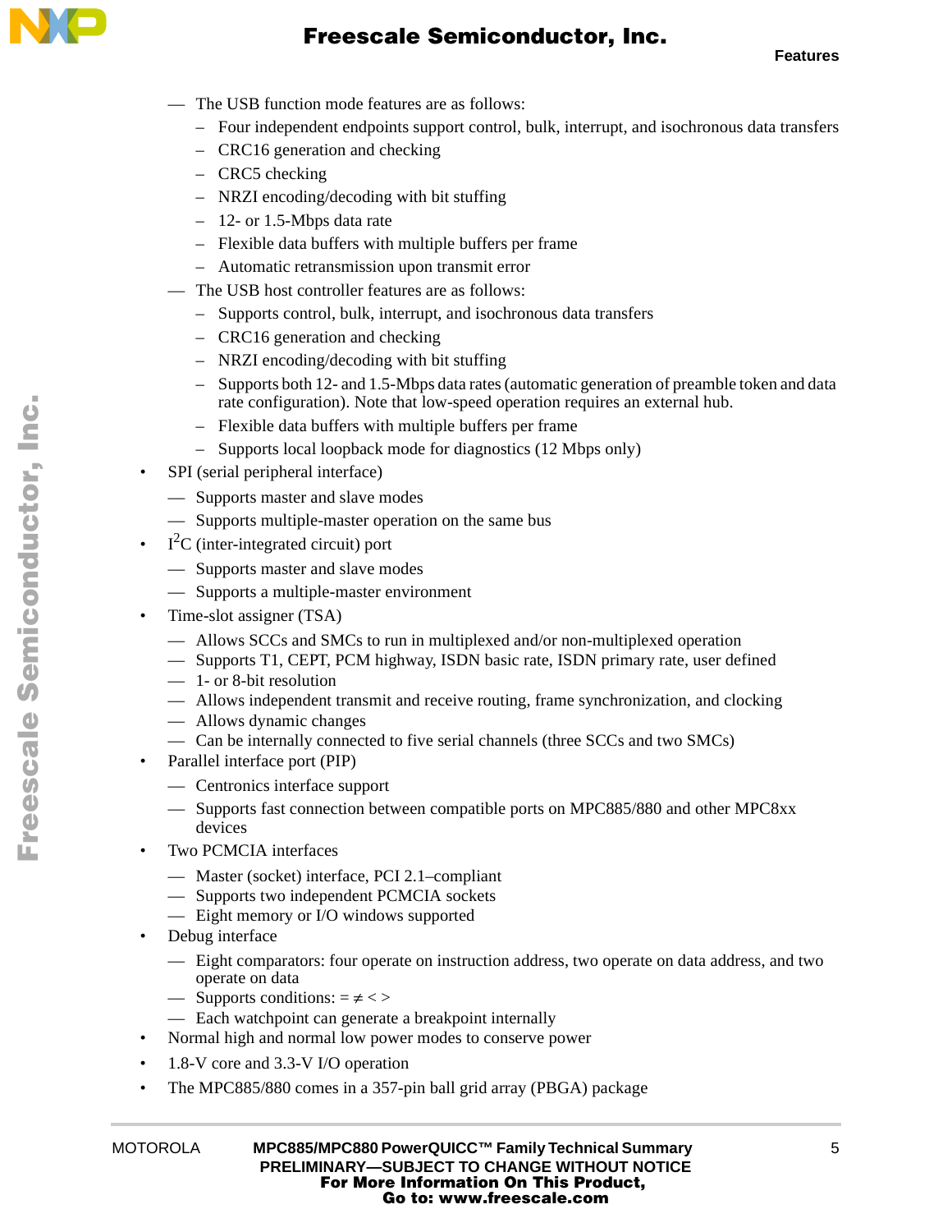- The USB function mode features are as follows:
  - Four independent endpoints support control, bulk, interrupt, and isochronous data transfers
  - CRC16 generation and checking
  - CRC5 checking
  - NRZI encoding/decoding with bit stuffing
  - 12- or 1.5-Mbps data rate
  - Flexible data buffers with multiple buffers per frame
  - Automatic retransmission upon transmit error
- The USB host controller features are as follows:
  - Supports control, bulk, interrupt, and isochronous data transfers
  - CRC16 generation and checking
  - NRZI encoding/decoding with bit stuffing
  - Supports both 12- and 1.5-Mbps data rates (automatic generation of preamble token and data rate configuration). Note that low-speed operation requires an external hub.
  - Flexible data buffers with multiple buffers per frame
  - Supports local loopback mode for diagnostics (12 Mbps only)

- SPI (serial peripheral interface)
  - Supports master and slave modes
  - Supports multiple-master operation on the same bus
- $I^2C$ (inter-integrated circuit) port
  - Supports master and slave modes
  - Supports a multiple-master environment
- Time-slot assigner (TSA)
  - Allows SCCs and SMCs to run in multiplexed and/or non-multiplexed operation
  - Supports T1, CEPT, PCM highway, ISDN basic rate, ISDN primary rate, user defined
  - 1- or 8-bit resolution
  - Allows independent transmit and receive routing, frame synchronization, and clocking
  - Allows dynamic changes
  - Can be internally connected to five serial channels (three SCCs and two SMCs)
- Parallel interface port (PIP)
  - Centronics interface support
  - Supports fast connection between compatible ports on MPC885/880 and other MPC8xx devices
- Two PCMCIA interfaces
  - Master (socket) interface, PCI 2.1–compliant
  - Supports two independent PCMCIA sockets
  - Eight memory or I/O windows supported
- Debug interface
  - Eight comparators: four operate on instruction address, two operate on data address, and two operate on data
  - Supports conditions: $= \neq < >$
  - Each watchpoint can generate a breakpoint internally
- Normal high and normal low power modes to conserve power
- 1.8-V core and 3.3-V I/O operation
- The MPC885/880 comes in a 357-pin ball grid array (PBGA) package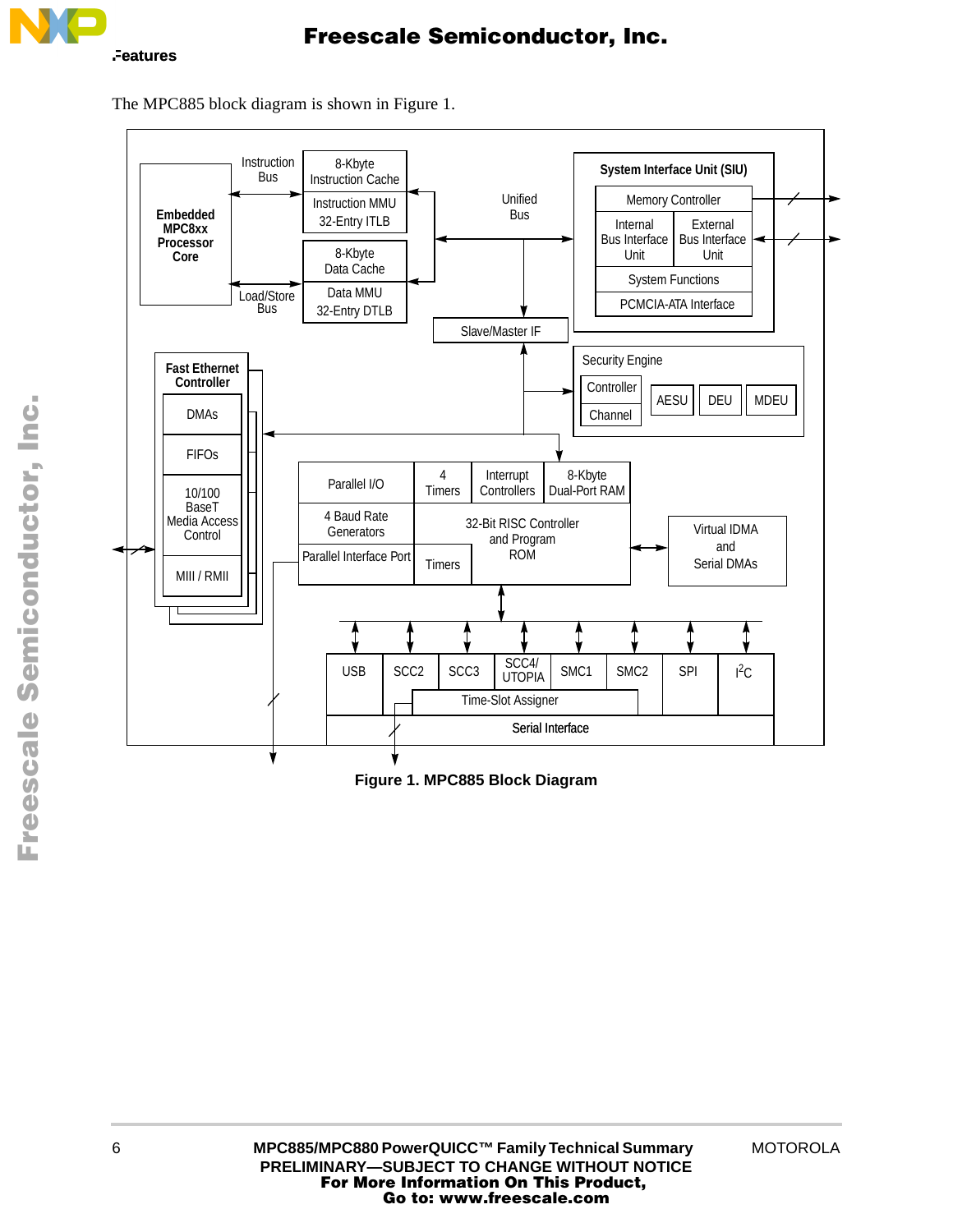The MPC885 block diagram is shown in Figure 1.

**Figure 1. MPC885 Block Diagram**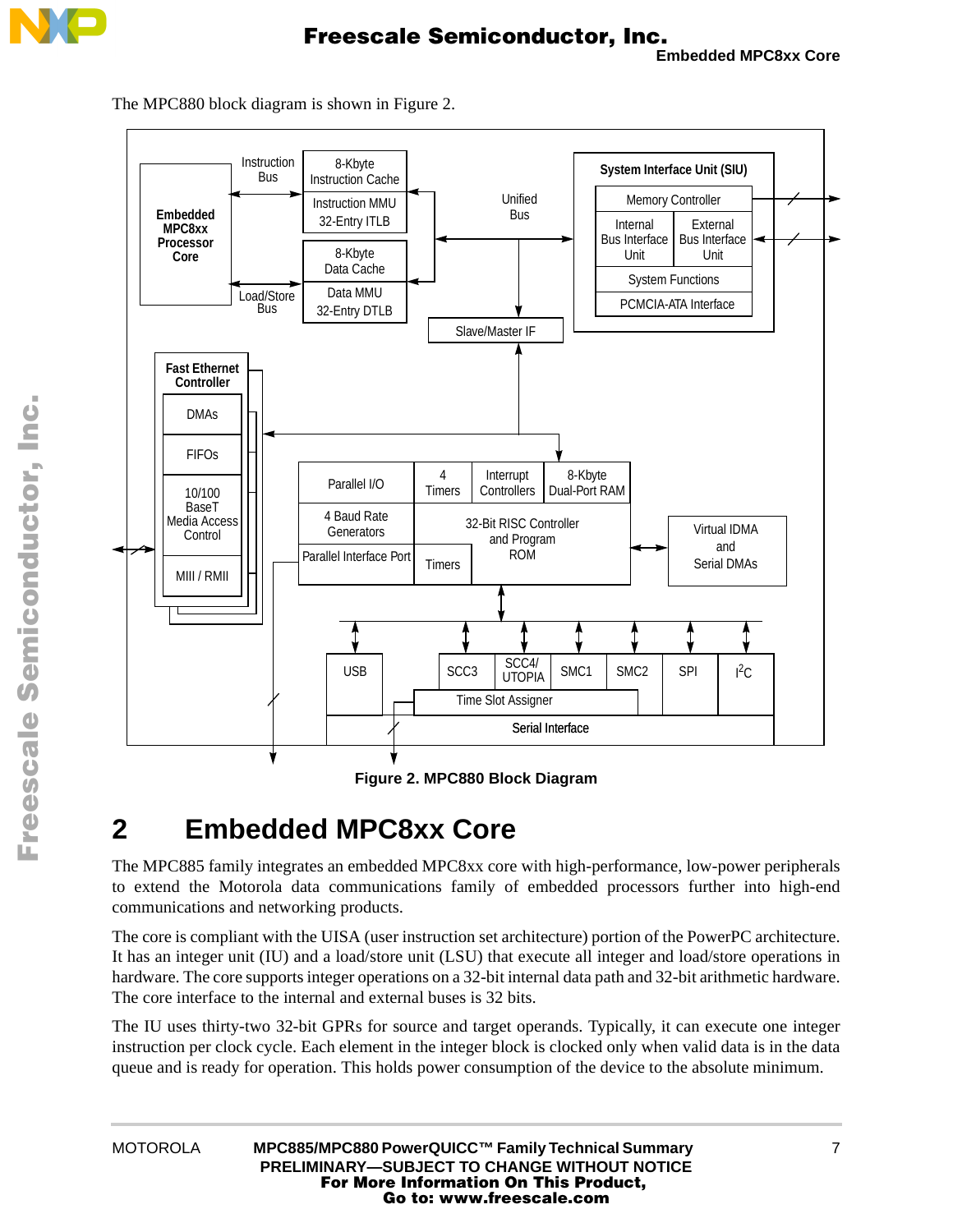The MPC880 block diagram is shown in Figure 2.

Figure 2. MPC880 Block Diagram

## 2 Embedded MPC8xx Core

The MPC885 family integrates an embedded MPC8xx core with high-performance, low-power peripherals to extend the Motorola data communications family of embedded processors further into high-end communications and networking products.

The core is compliant with the UISA (user instruction set architecture) portion of the PowerPC architecture. It has an integer unit (IU) and a load/store unit (LSU) that execute all integer and load/store operations in hardware. The core supports integer operations on a 32-bit internal data path and 32-bit arithmetic hardware. The core interface to the internal and external buses is 32 bits.

The IU uses thirty-two 32-bit GPRs for source and target operands. Typically, it can execute one integer instruction per clock cycle. Each element in the integer block is clocked only when valid data is in the data queue and is ready for operation. This holds power consumption of the device to the absolute minimum.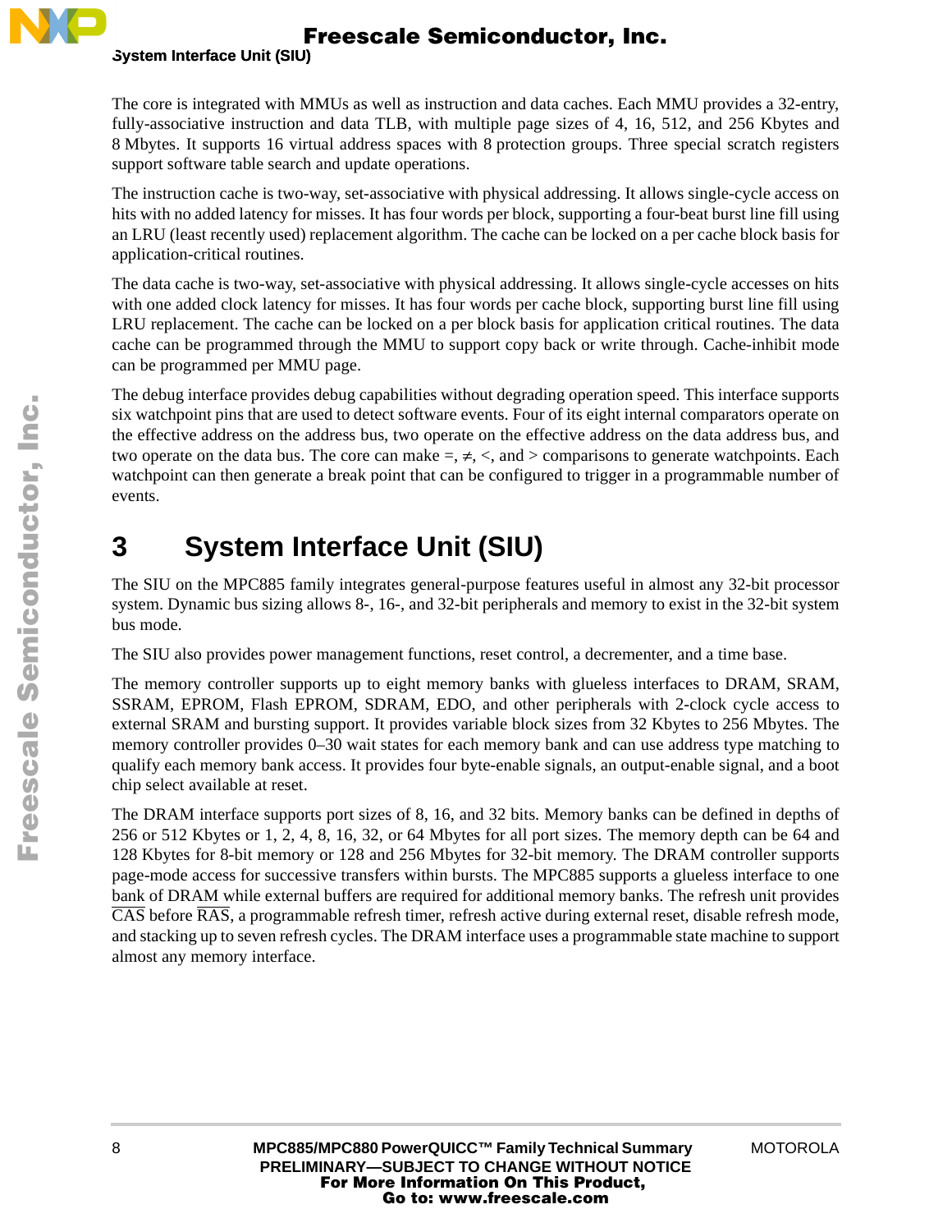The core is integrated with MMUs as well as instruction and data caches. Each MMU provides a 32-entry, fully-associative instruction and data TLB, with multiple page sizes of 4, 16, 512, and 256 Kbytes and 8 Mbytes. It supports 16 virtual address spaces with 8 protection groups. Three special scratch registers support software table search and update operations.

The instruction cache is two-way, set-associative with physical addressing. It allows single-cycle access on hits with no added latency for misses. It has four words per block, supporting a four-beat burst line fill using an LRU (least recently used) replacement algorithm. The cache can be locked on a per cache block basis for application-critical routines.

The data cache is two-way, set-associative with physical addressing. It allows single-cycle accesses on hits with one added clock latency for misses. It has four words per cache block, supporting burst line fill using LRU replacement. The cache can be locked on a per block basis for application critical routines. The data cache can be programmed through the MMU to support copy back or write through. Cache-inhibit mode can be programmed per MMU page.

The debug interface provides debug capabilities without degrading operation speed. This interface supports six watchpoint pins that are used to detect software events. Four of its eight internal comparators operate on the effective address on the address bus, two operate on the effective address on the data address bus, and two operate on the data bus. The core can make =, ≠, <, and > comparisons to generate watchpoints. Each watchpoint can then generate a break point that can be configured to trigger in a programmable number of events.

# 3 System Interface Unit (SIU)

The SIU on the MPC885 family integrates general-purpose features useful in almost any 32-bit processor system. Dynamic bus sizing allows 8-, 16-, and 32-bit peripherals and memory to exist in the 32-bit system bus mode.

The SIU also provides power management functions, reset control, a decrementer, and a time base.

The memory controller supports up to eight memory banks with glueless interfaces to DRAM, SRAM, SSRAM, EPROM, Flash EPROM, SDRAM, EDO, and other peripherals with 2-clock cycle access to external SRAM and bursting support. It provides variable block sizes from 32 Kbytes to 256 Mbytes. The memory controller provides 0–30 wait states for each memory bank and can use address type matching to qualify each memory bank access. It provides four byte-enable signals, an output-enable signal, and a boot chip select available at reset.

The DRAM interface supports port sizes of 8, 16, and 32 bits. Memory banks can be defined in depths of 256 or 512 Kbytes or 1, 2, 4, 8, 16, 32, or 64 Mbytes for all port sizes. The memory depth can be 64 and 128 Kbytes for 8-bit memory or 128 and 256 Mbytes for 32-bit memory. The DRAM controller supports page-mode access for successive transfers within bursts. The MPC885 supports a glueless interface to one bank of DRAM while external buffers are required for additional memory banks. The refresh unit provides $\overline{\text{CAS}}$ before $\overline{\text{RAS}}$, a programmable refresh timer, refresh active during external reset, disable refresh mode, and stacking up to seven refresh cycles. The DRAM interface uses a programmable state machine to support almost any memory interface.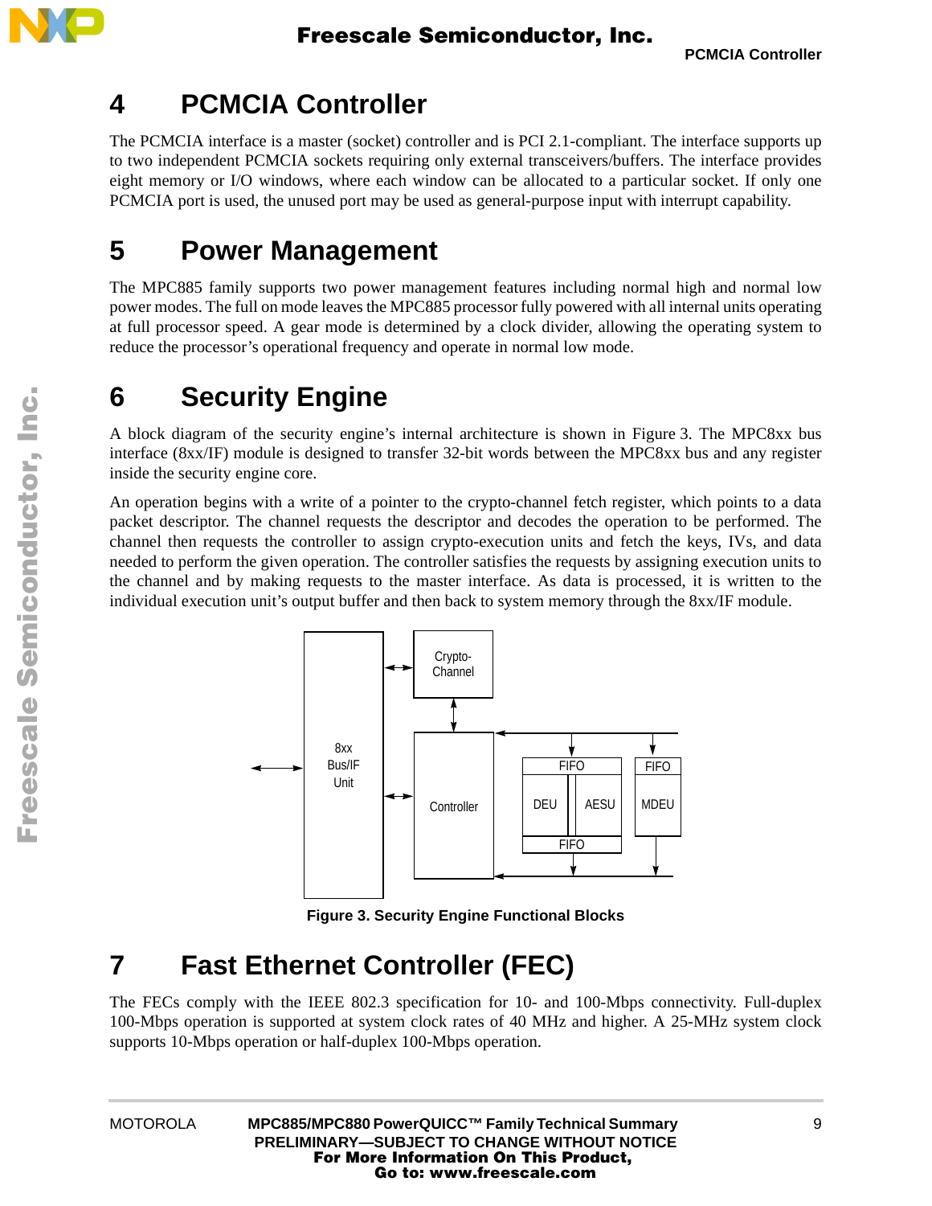# 4 PCMCIA Controller

The PCMCIA interface is a master (socket) controller and is PCI 2.1-compliant. The interface supports up to two independent PCMCIA sockets requiring only external transceivers/buffers. The interface provides eight memory or I/O windows, where each window can be allocated to a particular socket. If only one PCMCIA port is used, the unused port may be used as general-purpose input with interrupt capability.

# 5 Power Management

The MPC885 family supports two power management features including normal high and normal low power modes. The full on mode leaves the MPC885 processor fully powered with all internal units operating at full processor speed. A gear mode is determined by a clock divider, allowing the operating system to reduce the processor's operational frequency and operate in normal low mode.

# 6 Security Engine

A block diagram of the security engine's internal architecture is shown in Figure 3. The MPC8xx bus interface (8xx/IF) module is designed to transfer 32-bit words between the MPC8xx bus and any register inside the security engine core.

An operation begins with a write of a pointer to the crypto-channel fetch register, which points to a data packet descriptor. The channel requests the descriptor and decodes the operation to be performed. The channel then requests the controller to assign crypto-execution units and fetch the keys, IVs, and data needed to perform the given operation. The controller satisfies the requests by assigning execution units to the channel and by making requests to the master interface. As data is processed, it is written to the individual execution unit's output buffer and then back to system memory through the 8xx/IF module.

**Figure 3. Security Engine Functional Blocks**

# 7 Fast Ethernet Controller (FEC)

The FECs comply with the IEEE 802.3 specification for 10- and 100-Mbps connectivity. Full-duplex 100-Mbps operation is supported at system clock rates of 40 MHz and higher. A 25-MHz system clock supports 10-Mbps operation or half-duplex 100-Mbps operation.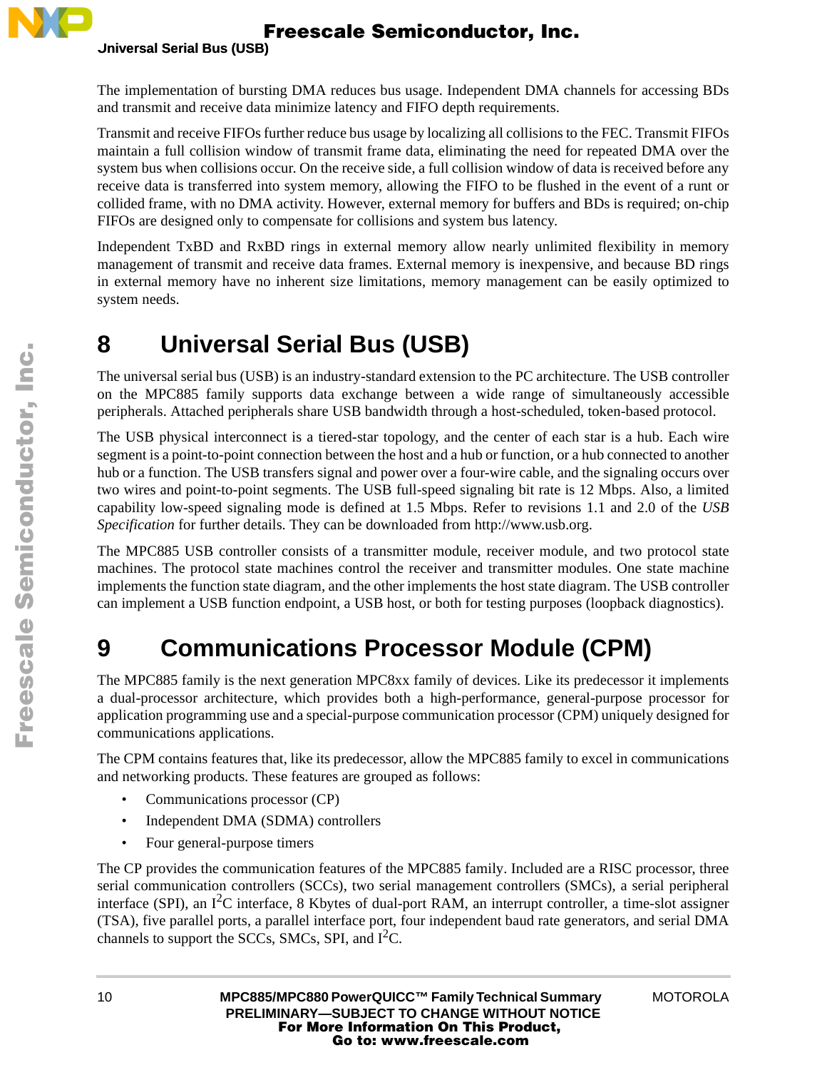The implementation of bursting DMA reduces bus usage. Independent DMA channels for accessing BDs and transmit and receive data minimize latency and FIFO depth requirements.

Transmit and receive FIFOs further reduce bus usage by localizing all collisions to the FEC. Transmit FIFOs maintain a full collision window of transmit frame data, eliminating the need for repeated DMA over the system bus when collisions occur. On the receive side, a full collision window of data is received before any receive data is transferred into system memory, allowing the FIFO to be flushed in the event of a runt or collided frame, with no DMA activity. However, external memory for buffers and BDs is required; on-chip FIFOs are designed only to compensate for collisions and system bus latency.

Independent TxBD and RxBD rings in external memory allow nearly unlimited flexibility in memory management of transmit and receive data frames. External memory is inexpensive, and because BD rings in external memory have no inherent size limitations, memory management can be easily optimized to system needs.

# 8 Universal Serial Bus (USB)

The universal serial bus (USB) is an industry-standard extension to the PC architecture. The USB controller on the MPC885 family supports data exchange between a wide range of simultaneously accessible peripherals. Attached peripherals share USB bandwidth through a host-scheduled, token-based protocol.

The USB physical interconnect is a tiered-star topology, and the center of each star is a hub. Each wire segment is a point-to-point connection between the host and a hub or function, or a hub connected to another hub or a function. The USB transfers signal and power over a four-wire cable, and the signaling occurs over two wires and point-to-point segments. The USB full-speed signaling bit rate is 12 Mbps. Also, a limited capability low-speed signaling mode is defined at 1.5 Mbps. Refer to revisions 1.1 and 2.0 of the *USB Specification* for further details. They can be downloaded from http://www.usb.org.

The MPC885 USB controller consists of a transmitter module, receiver module, and two protocol state machines. The protocol state machines control the receiver and transmitter modules. One state machine implements the function state diagram, and the other implements the host state diagram. The USB controller can implement a USB function endpoint, a USB host, or both for testing purposes (loopback diagnostics).

# 9 Communications Processor Module (CPM)

The MPC885 family is the next generation MPC8xx family of devices. Like its predecessor it implements a dual-processor architecture, which provides both a high-performance, general-purpose processor for application programming use and a special-purpose communication processor (CPM) uniquely designed for communications applications.

The CPM contains features that, like its predecessor, allow the MPC885 family to excel in communications and networking products. These features are grouped as follows:

- Communications processor (CP)
- Independent DMA (SDMA) controllers
- Four general-purpose timers

The CP provides the communication features of the MPC885 family. Included are a RISC processor, three serial communication controllers (SCCs), two serial management controllers (SMCs), a serial peripheral interface (SPI), an $I^2C$ interface, 8 Kbytes of dual-port RAM, an interrupt controller, a time-slot assigner (TSA), five parallel ports, a parallel interface port, four independent baud rate generators, and serial DMA channels to support the SCCs, SMCs, SPI, and $I^2C$.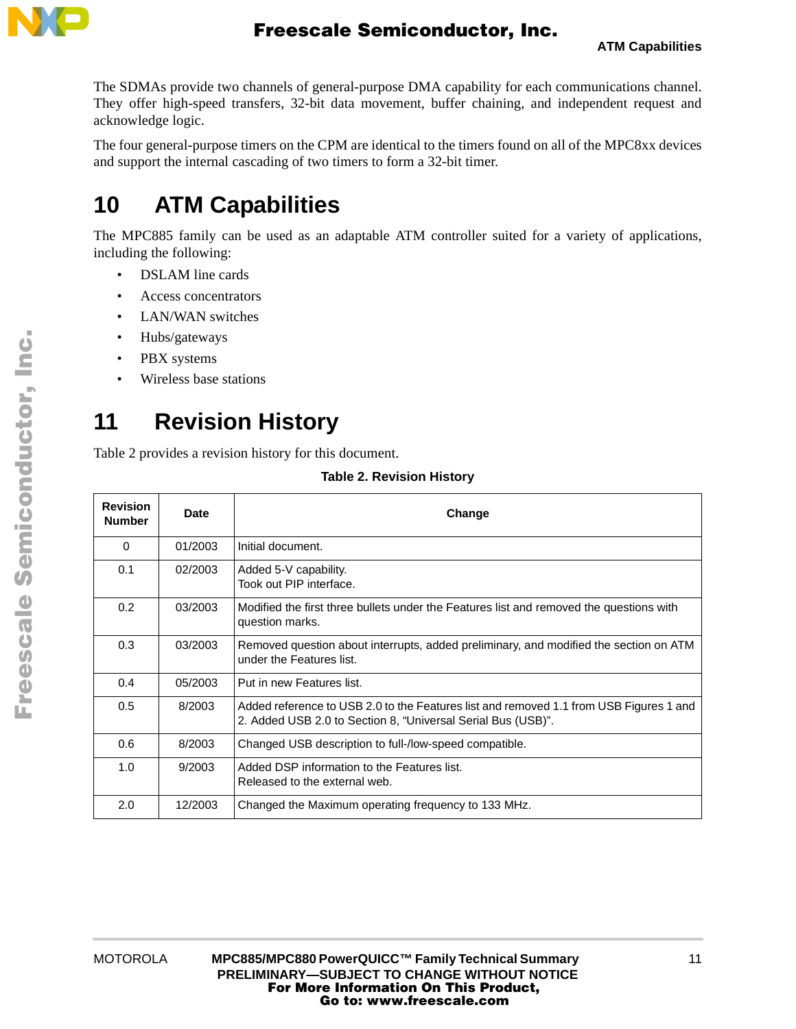The SDMAs provide two channels of general-purpose DMA capability for each communications channel. They offer high-speed transfers, 32-bit data movement, buffer chaining, and independent request and acknowledge logic.

The four general-purpose timers on the CPM are identical to the timers found on all of the MPC8xx devices and support the internal cascading of two timers to form a 32-bit timer.

# 10 ATM Capabilities

The MPC885 family can be used as an adaptable ATM controller suited for a variety of applications, including the following:

- DSLAM line cards
- Access concentrators
- LAN/WAN switches
- Hubs/gateways
- PBX systems
- Wireless base stations

# 11 Revision History

Table 2 provides a revision history for this document.

**Table 2. Revision History**

| Revision Number | Date | Change |
|---|---|---|
| 0 | 01/2003 | Initial document. |
| 0.1 | 02/2003 | Added 5-V capability.<br>Took out PIP interface. |
| 0.2 | 03/2003 | Modified the first three bullets under the Features list and removed the questions with question marks. |
| 0.3 | 03/2003 | Removed question about interrupts, added preliminary, and modified the section on ATM under the Features list. |
| 0.4 | 05/2003 | Put in new Features list. |
| 0.5 | 8/2003 | Added reference to USB 2.0 to the Features list and removed 1.1 from USB Figures 1 and 2. Added USB 2.0 to Section 8, "Universal Serial Bus (USB)". |
| 0.6 | 8/2003 | Changed USB description to full-/low-speed compatible. |
| 1.0 | 9/2003 | Added DSP information to the Features list.<br>Released to the external web. |
| 2.0 | 12/2003 | Changed the Maximum operating frequency to 133 MHz. |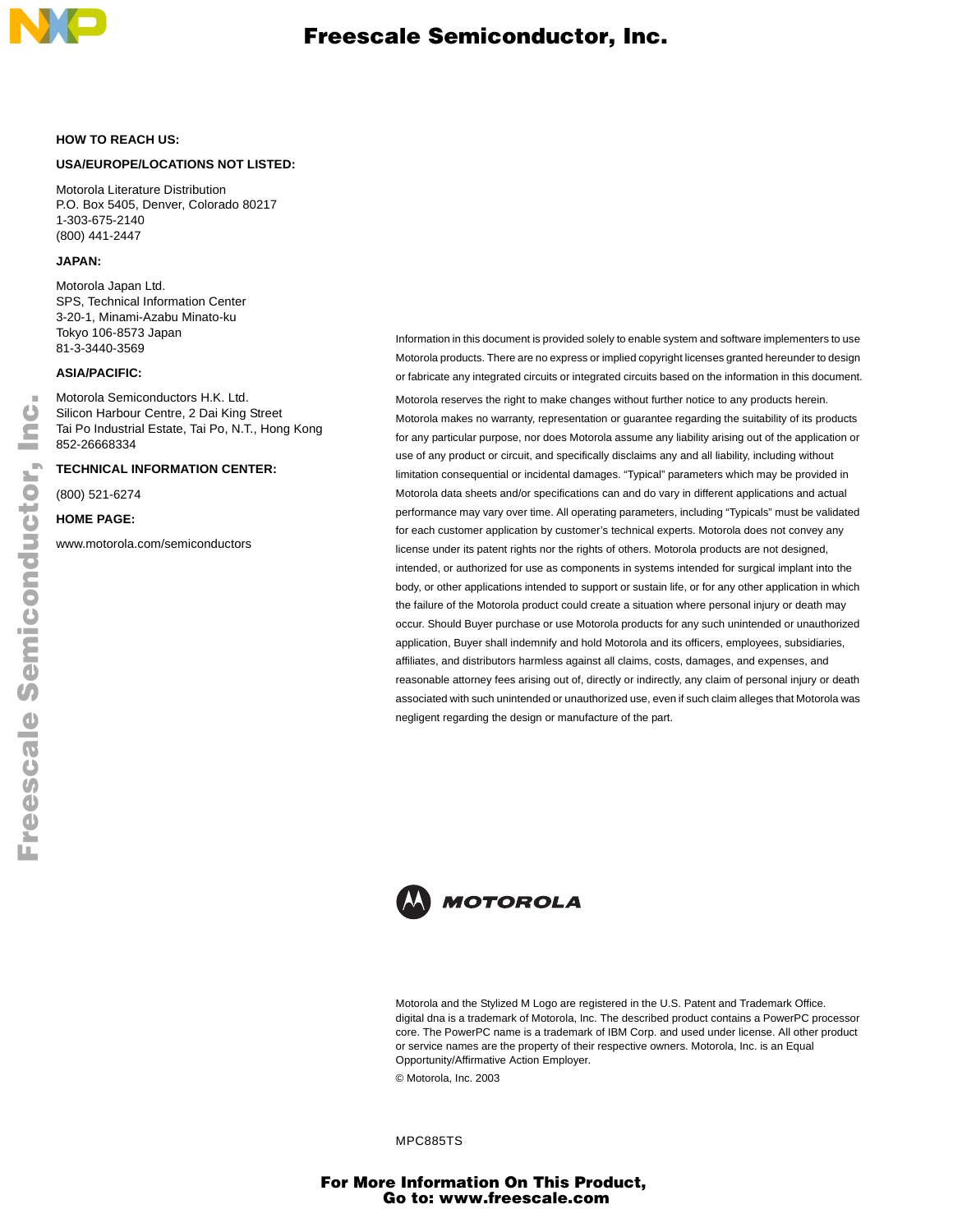**HOW TO REACH US:**

**USA/EUROPE/LOCATIONS NOT LISTED:**

Motorola Literature Distribution
P.O. Box 5405, Denver, Colorado 80217
1-303-675-2140
(800) 441-2447

**JAPAN:**

Motorola Japan Ltd.
SPS, Technical Information Center
3-20-1, Minami-Azabu Minato-ku
Tokyo 106-8573 Japan
81-3-3440-3569

**ASIA/PACIFIC:**

Motorola Semiconductors H.K. Ltd.
Silicon Harbour Centre, 2 Dai King Street
Tai Po Industrial Estate, Tai Po, N.T., Hong Kong
852-26668334

**TECHNICAL INFORMATION CENTER:**

(800) 521-6274

**HOME PAGE:**

www.motorola.com/semiconductors

Information in this document is provided solely to enable system and software implementers to use Motorola products. There are no express or implied copyright licenses granted hereunder to design or fabricate any integrated circuits or integrated circuits based on the information in this document.

Motorola reserves the right to make changes without further notice to any products herein. Motorola makes no warranty, representation or guarantee regarding the suitability of its products for any particular purpose, nor does Motorola assume any liability arising out of the application or use of any product or circuit, and specifically disclaims any and all liability, including without limitation consequential or incidental damages. "Typical" parameters which may be provided in Motorola data sheets and/or specifications can and do vary in different applications and actual performance may vary over time. All operating parameters, including "Typicals" must be validated for each customer application by customer's technical experts. Motorola does not convey any license under its patent rights nor the rights of others. Motorola products are not designed, intended, or authorized for use as components in systems intended for surgical implant into the body, or other applications intended to support or sustain life, or for any other application in which the failure of the Motorola product could create a situation where personal injury or death may occur. Should Buyer purchase or use Motorola products for any such unintended or unauthorized application, Buyer shall indemnify and hold Motorola and its officers, employees, subsidiaries, affiliates, and distributors harmless against all claims, costs, damages, and expenses, and reasonable attorney fees arising out of, directly or indirectly, any claim of personal injury or death associated with such unintended or unauthorized use, even if such claim alleges that Motorola was negligent regarding the design or manufacture of the part.

MOTOROLA

Motorola and the Stylized M Logo are registered in the U.S. Patent and Trademark Office. digital dna is a trademark of Motorola, Inc. The described product contains a PowerPC processor core. The PowerPC name is a trademark of IBM Corp. and used under license. All other product or service names are the property of their respective owners. Motorola, Inc. is an Equal Opportunity/Affirmative Action Employer.

© Motorola, Inc. 2003

MPC885TS